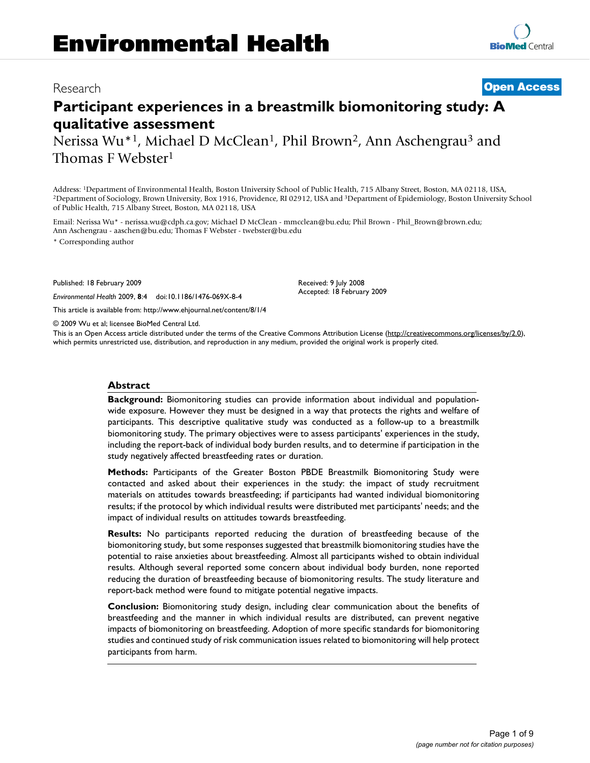Research

**Open Access**

# Participant experiences in a breastmilk biomonitoring study: A qualitative assessment

Nerissa Wu*[1], Michael D McClean[1], Phil Brown[2], Ann Aschengrau[3] and Thomas F Webster[1]

Address: [1]Department of Environmental Health, Boston University School of Public Health, 715 Albany Street, Boston, MA 02118, USA, [2]Department of Sociology, Brown University, Box 1916, Providence, RI 02912, USA and [3]Department of Epidemiology, Boston University School of Public Health, 715 Albany Street, Boston, MA 02118, USA

Email: Nerissa Wu* - nerissa.wu@cdph.ca.gov; Michael D McClean - mmcclean@bu.edu; Phil Brown - Phil_Brown@brown.edu; Ann Aschengrau - aaschen@bu.edu; Thomas F Webster - twebster@bu.edu

\* Corresponding author

Published: 18 February 2009

*Environmental Health* 2009, **8**:4 doi:10.1186/1476-069X-8-4

Received: 9 July 2008
Accepted: 18 February 2009

This article is available from: http://www.ehjournal.net/content/8/1/4

© 2009 Wu et al; licensee BioMed Central Ltd.

This is an Open Access article distributed under the terms of the Creative Commons Attribution License (http://creativecommons.org/licenses/by/2.0), which permits unrestricted use, distribution, and reproduction in any medium, provided the original work is properly cited.

## Abstract

**Background:** Biomonitoring studies can provide information about individual and population-wide exposure. However they must be designed in a way that protects the rights and welfare of participants. This descriptive qualitative study was conducted as a follow-up to a breastmilk biomonitoring study. The primary objectives were to assess participants' experiences in the study, including the report-back of individual body burden results, and to determine if participation in the study negatively affected breastfeeding rates or duration.

**Methods:** Participants of the Greater Boston PBDE Breastmilk Biomonitoring Study were contacted and asked about their experiences in the study: the impact of study recruitment materials on attitudes towards breastfeeding; if participants had wanted individual biomonitoring results; if the protocol by which individual results were distributed met participants' needs; and the impact of individual results on attitudes towards breastfeeding.

**Results:** No participants reported reducing the duration of breastfeeding because of the biomonitoring study, but some responses suggested that breastmilk biomonitoring studies have the potential to raise anxieties about breastfeeding. Almost all participants wished to obtain individual results. Although several reported some concern about individual body burden, none reported reducing the duration of breastfeeding because of biomonitoring results. The study literature and report-back method were found to mitigate potential negative impacts.

**Conclusion:** Biomonitoring study design, including clear communication about the benefits of breastfeeding and the manner in which individual results are distributed, can prevent negative impacts of biomonitoring on breastfeeding. Adoption of more specific standards for biomonitoring studies and continued study of risk communication issues related to biomonitoring will help protect participants from harm.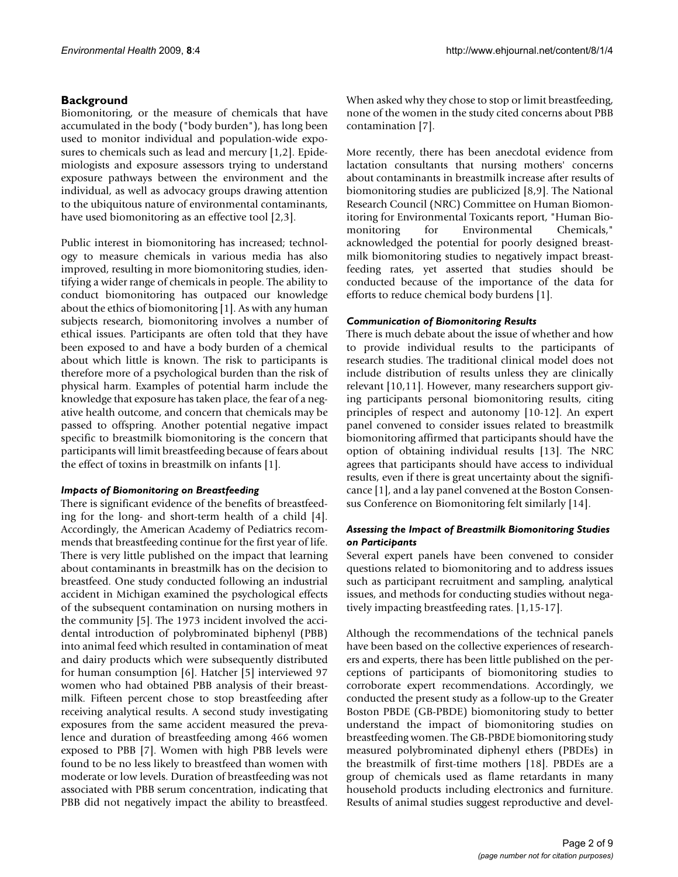## Background

Biomonitoring, or the measure of chemicals that have accumulated in the body ("body burden"), has long been used to monitor individual and population-wide exposures to chemicals such as lead and mercury [1,2]. Epidemiologists and exposure assessors trying to understand exposure pathways between the environment and the individual, as well as advocacy groups drawing attention to the ubiquitous nature of environmental contaminants, have used biomonitoring as an effective tool [2,3].

Public interest in biomonitoring has increased; technology to measure chemicals in various media has also improved, resulting in more biomonitoring studies, identifying a wider range of chemicals in people. The ability to conduct biomonitoring has outpaced our knowledge about the ethics of biomonitoring [1]. As with any human subjects research, biomonitoring involves a number of ethical issues. Participants are often told that they have been exposed to and have a body burden of a chemical about which little is known. The risk to participants is therefore more of a psychological burden than the risk of physical harm. Examples of potential harm include the knowledge that exposure has taken place, the fear of a negative health outcome, and concern that chemicals may be passed to offspring. Another potential negative impact specific to breastmilk biomonitoring is the concern that participants will limit breastfeeding because of fears about the effect of toxins in breastmilk on infants [1].

### *Impacts of Biomonitoring on Breastfeeding*

There is significant evidence of the benefits of breastfeeding for the long- and short-term health of a child [4]. Accordingly, the American Academy of Pediatrics recommends that breastfeeding continue for the first year of life. There is very little published on the impact that learning about contaminants in breastmilk has on the decision to breastfeed. One study conducted following an industrial accident in Michigan examined the psychological effects of the subsequent contamination on nursing mothers in the community [5]. The 1973 incident involved the accidental introduction of polybrominated biphenyl (PBB) into animal feed which resulted in contamination of meat and dairy products which were subsequently distributed for human consumption [6]. Hatcher [5] interviewed 97 women who had obtained PBB analysis of their breastmilk. Fifteen percent chose to stop breastfeeding after receiving analytical results. A second study investigating exposures from the same accident measured the prevalence and duration of breastfeeding among 466 women exposed to PBB [7]. Women with high PBB levels were found to be no less likely to breastfeed than women with moderate or low levels. Duration of breastfeeding was not associated with PBB serum concentration, indicating that PBB did not negatively impact the ability to breastfeed. When asked why they chose to stop or limit breastfeeding, none of the women in the study cited concerns about PBB contamination [7].

More recently, there has been anecdotal evidence from lactation consultants that nursing mothers' concerns about contaminants in breastmilk increase after results of biomonitoring studies are publicized [8,9]. The National Research Council (NRC) Committee on Human Biomonitoring for Environmental Toxicants report, "Human Biomonitoring for Environmental Chemicals," acknowledged the potential for poorly designed breastmilk biomonitoring studies to negatively impact breastfeeding rates, yet asserted that studies should be conducted because of the importance of the data for efforts to reduce chemical body burdens [1].

### *Communication of Biomonitoring Results*

There is much debate about the issue of whether and how to provide individual results to the participants of research studies. The traditional clinical model does not include distribution of results unless they are clinically relevant [10,11]. However, many researchers support giving participants personal biomonitoring results, citing principles of respect and autonomy [10-12]. An expert panel convened to consider issues related to breastmilk biomonitoring affirmed that participants should have the option of obtaining individual results [13]. The NRC agrees that participants should have access to individual results, even if there is great uncertainty about the significance [1], and a lay panel convened at the Boston Consensus Conference on Biomonitoring felt similarly [14].

### *Assessing the Impact of Breastmilk Biomonitoring Studies on Participants*

Several expert panels have been convened to consider questions related to biomonitoring and to address issues such as participant recruitment and sampling, analytical issues, and methods for conducting studies without negatively impacting breastfeeding rates. [1,15-17].

Although the recommendations of the technical panels have been based on the collective experiences of researchers and experts, there has been little published on the perceptions of participants of biomonitoring studies to corroborate expert recommendations. Accordingly, we conducted the present study as a follow-up to the Greater Boston PBDE (GB-PBDE) biomonitoring study to better understand the impact of biomonitoring studies on breastfeeding women. The GB-PBDE biomonitoring study measured polybrominated diphenyl ethers (PBDEs) in the breastmilk of first-time mothers [18]. PBDEs are a group of chemicals used as flame retardants in many household products including electronics and furniture. Results of animal studies suggest reproductive and devel-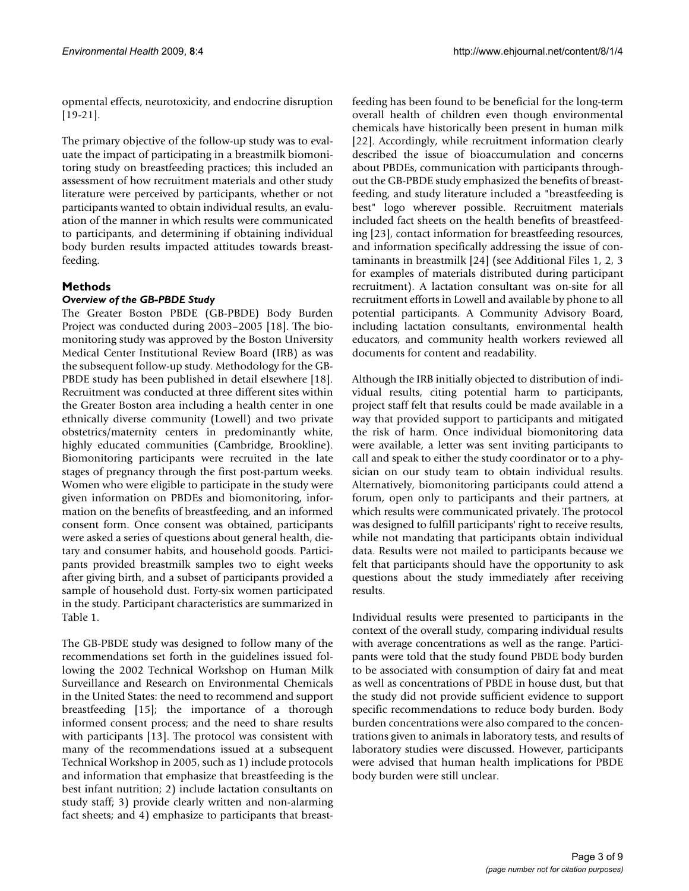opmental effects, neurotoxicity, and endocrine disruption [19-21].

The primary objective of the follow-up study was to evaluate the impact of participating in a breastmilk biomonitoring study on breastfeeding practices; this included an assessment of how recruitment materials and other study literature were perceived by participants, whether or not participants wanted to obtain individual results, an evaluation of the manner in which results were communicated to participants, and determining if obtaining individual body burden results impacted attitudes towards breastfeeding.

## Methods

### *Overview of the GB-PBDE Study*

The Greater Boston PBDE (GB-PBDE) Body Burden Project was conducted during 2003–2005 [18]. The biomonitoring study was approved by the Boston University Medical Center Institutional Review Board (IRB) as was the subsequent follow-up study. Methodology for the GB-PBDE study has been published in detail elsewhere [18]. Recruitment was conducted at three different sites within the Greater Boston area including a health center in one ethnically diverse community (Lowell) and two private obstetrics/maternity centers in predominantly white, highly educated communities (Cambridge, Brookline). Biomonitoring participants were recruited in the late stages of pregnancy through the first post-partum weeks. Women who were eligible to participate in the study were given information on PBDEs and biomonitoring, information on the benefits of breastfeeding, and an informed consent form. Once consent was obtained, participants were asked a series of questions about general health, dietary and consumer habits, and household goods. Participants provided breastmilk samples two to eight weeks after giving birth, and a subset of participants provided a sample of household dust. Forty-six women participated in the study. Participant characteristics are summarized in Table 1.

The GB-PBDE study was designed to follow many of the recommendations set forth in the guidelines issued following the 2002 Technical Workshop on Human Milk Surveillance and Research on Environmental Chemicals in the United States: the need to recommend and support breastfeeding [15]; the importance of a thorough informed consent process; and the need to share results with participants [13]. The protocol was consistent with many of the recommendations issued at a subsequent Technical Workshop in 2005, such as 1) include protocols and information that emphasize that breastfeeding is the best infant nutrition; 2) include lactation consultants on study staff; 3) provide clearly written and non-alarming fact sheets; and 4) emphasize to participants that breastfeeding has been found to be beneficial for the long-term overall health of children even though environmental chemicals have historically been present in human milk [22]. Accordingly, while recruitment information clearly described the issue of bioaccumulation and concerns about PBDEs, communication with participants throughout the GB-PBDE study emphasized the benefits of breastfeeding, and study literature included a "breastfeeding is best" logo wherever possible. Recruitment materials included fact sheets on the health benefits of breastfeeding [23], contact information for breastfeeding resources, and information specifically addressing the issue of contaminants in breastmilk [24] (see Additional Files 1, 2, 3 for examples of materials distributed during participant recruitment). A lactation consultant was on-site for all recruitment efforts in Lowell and available by phone to all potential participants. A Community Advisory Board, including lactation consultants, environmental health educators, and community health workers reviewed all documents for content and readability.

Although the IRB initially objected to distribution of individual results, citing potential harm to participants, project staff felt that results could be made available in a way that provided support to participants and mitigated the risk of harm. Once individual biomonitoring data were available, a letter was sent inviting participants to call and speak to either the study coordinator or to a physician on our study team to obtain individual results. Alternatively, biomonitoring participants could attend a forum, open only to participants and their partners, at which results were communicated privately. The protocol was designed to fulfill participants' right to receive results, while not mandating that participants obtain individual data. Results were not mailed to participants because we felt that participants should have the opportunity to ask questions about the study immediately after receiving results.

Individual results were presented to participants in the context of the overall study, comparing individual results with average concentrations as well as the range. Participants were told that the study found PBDE body burden to be associated with consumption of dairy fat and meat as well as concentrations of PBDE in house dust, but that the study did not provide sufficient evidence to support specific recommendations to reduce body burden. Body burden concentrations were also compared to the concentrations given to animals in laboratory tests, and results of laboratory studies were discussed. However, participants were advised that human health implications for PBDE body burden were still unclear.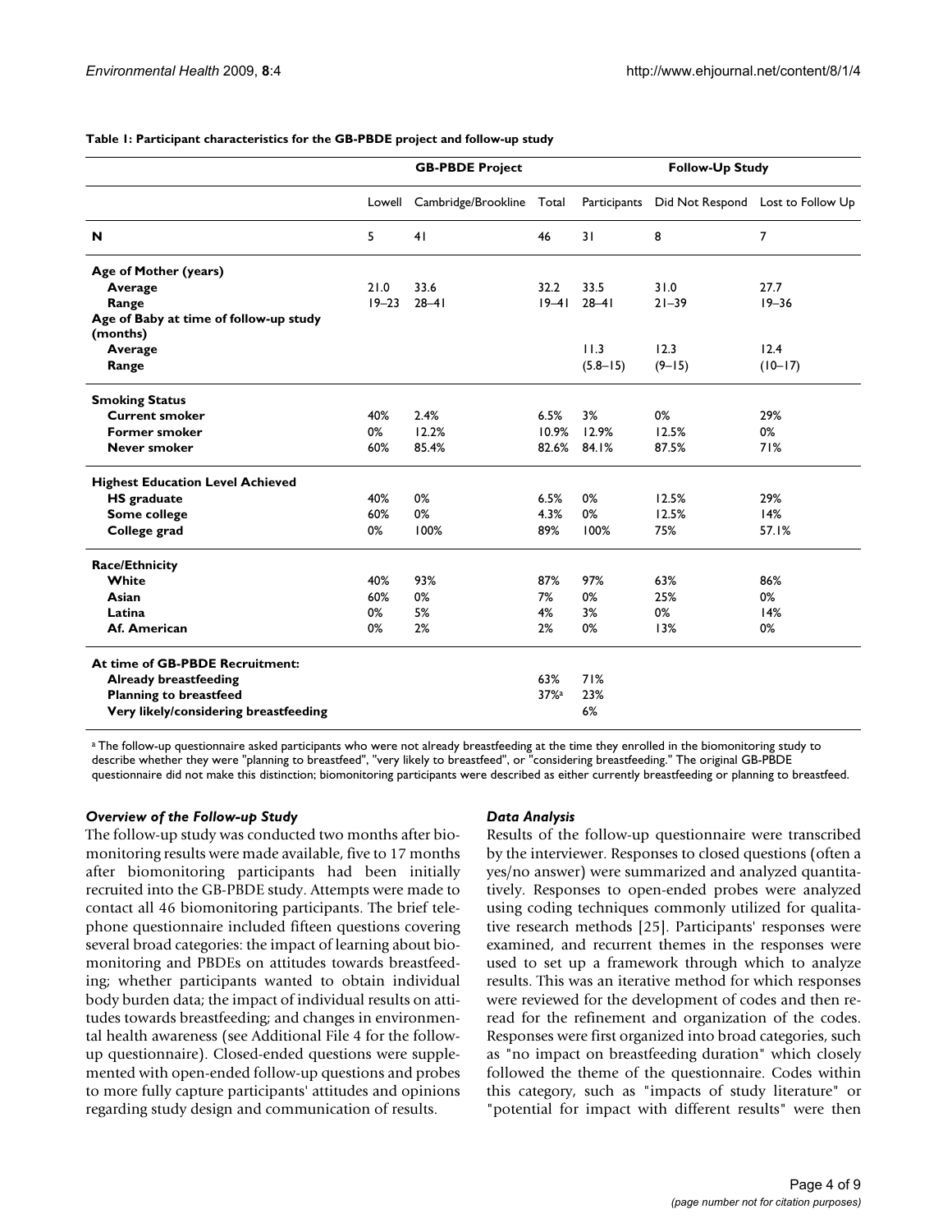**Table 1: Participant characteristics for the GB-PBDE project and follow-up study**

| | GB-PBDE Project | | | Follow-Up Study | | |
|---|---|---|---|---|---|---|
| | Lowell | Cambridge/Brookline | Total | Participants | Did Not Respond | Lost to Follow Up |
| **N** | 5 | 41 | 46 | 31 | 8 | 7 |
| **Age of Mother (years)** | | | | | | |
| **Average** | 21.0 | 33.6 | 32.2 | 33.5 | 31.0 | 27.7 |
| **Range** | 19–23 | 28–41 | 19–41 | 28–41 | 21–39 | 19–36 |
| **Age of Baby at time of follow-up study (months)** | | | | | | |
| **Average** | | | | 11.3 | 12.3 | 12.4 |
| **Range** | | | | (5.8–15) | (9–15) | (10–17) |
| **Smoking Status** | | | | | | |
| **Current smoker** | 40% | 2.4% | 6.5% | 3% | 0% | 29% |
| **Former smoker** | 0% | 12.2% | 10.9% | 12.9% | 12.5% | 0% |
| **Never smoker** | 60% | 85.4% | 82.6% | 84.1% | 87.5% | 71% |
| **Highest Education Level Achieved** | | | | | | |
| **HS graduate** | 40% | 0% | 6.5% | 0% | 12.5% | 29% |
| **Some college** | 60% | 0% | 4.3% | 0% | 12.5% | 14% |
| **College grad** | 0% | 100% | 89% | 100% | 75% | 57.1% |
| **Race/Ethnicity** | | | | | | |
| **White** | 40% | 93% | 87% | 97% | 63% | 86% |
| **Asian** | 60% | 0% | 7% | 0% | 25% | 0% |
| **Latina** | 0% | 5% | 4% | 3% | 0% | 14% |
| **Af. American** | 0% | 2% | 2% | 0% | 13% | 0% |
| **At time of GB-PBDE Recruitment:** | | | | | | |
| **Already breastfeeding** | | | 63% | 71% | | |
| **Planning to breastfeed** | | | 37%[a] | 23% | | |
| **Very likely/considering breastfeeding** | | | | 6% | | |

[a] The follow-up questionnaire asked participants who were not already breastfeeding at the time they enrolled in the biomonitoring study to describe whether they were "planning to breastfeed", "very likely to breastfeed", or "considering breastfeeding." The original GB-PBDE questionnaire did not make this distinction; biomonitoring participants were described as either currently breastfeeding or planning to breastfeed.

### *Overview of the Follow-up Study*

The follow-up study was conducted two months after biomonitoring results were made available, five to 17 months after biomonitoring participants had been initially recruited into the GB-PBDE study. Attempts were made to contact all 46 biomonitoring participants. The brief telephone questionnaire included fifteen questions covering several broad categories: the impact of learning about biomonitoring and PBDEs on attitudes towards breastfeeding; whether participants wanted to obtain individual body burden data; the impact of individual results on attitudes towards breastfeeding; and changes in environmental health awareness (see Additional File 4 for the follow-up questionnaire). Closed-ended questions were supplemented with open-ended follow-up questions and probes to more fully capture participants' attitudes and opinions regarding study design and communication of results.

### *Data Analysis*

Results of the follow-up questionnaire were transcribed by the interviewer. Responses to closed questions (often a yes/no answer) were summarized and analyzed quantitatively. Responses to open-ended probes were analyzed using coding techniques commonly utilized for qualitative research methods [25]. Participants' responses were examined, and recurrent themes in the responses were used to set up a framework through which to analyze results. This was an iterative method for which responses were reviewed for the development of codes and then reread for the refinement and organization of the codes. Responses were first organized into broad categories, such as "no impact on breastfeeding duration" which closely followed the theme of the questionnaire. Codes within this category, such as "impacts of study literature" or "potential for impact with different results" were then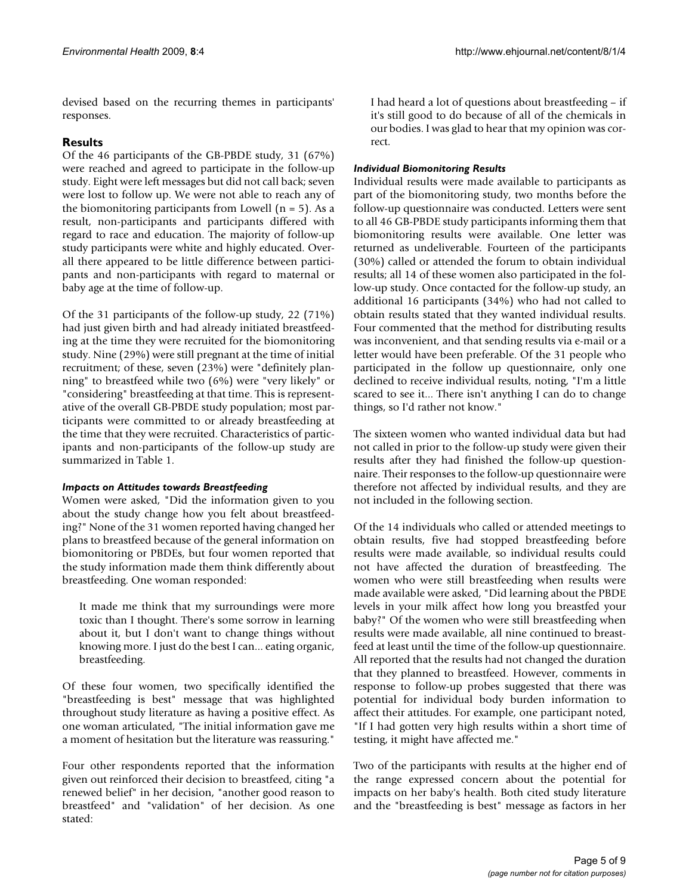devised based on the recurring themes in participants' responses.

## Results

Of the 46 participants of the GB-PBDE study, 31 (67%) were reached and agreed to participate in the follow-up study. Eight were left messages but did not call back; seven were lost to follow up. We were not able to reach any of the biomonitoring participants from Lowell (n = 5). As a result, non-participants and participants differed with regard to race and education. The majority of follow-up study participants were white and highly educated. Overall there appeared to be little difference between participants and non-participants with regard to maternal or baby age at the time of follow-up.

Of the 31 participants of the follow-up study, 22 (71%) had just given birth and had already initiated breastfeeding at the time they were recruited for the biomonitoring study. Nine (29%) were still pregnant at the time of initial recruitment; of these, seven (23%) were "definitely planning" to breastfeed while two (6%) were "very likely" or "considering" breastfeeding at that time. This is representative of the overall GB-PBDE study population; most participants were committed to or already breastfeeding at the time that they were recruited. Characteristics of participants and non-participants of the follow-up study are summarized in Table 1.

### *Impacts on Attitudes towards Breastfeeding*

Women were asked, "Did the information given to you about the study change how you felt about breastfeeding?" None of the 31 women reported having changed her plans to breastfeed because of the general information on biomonitoring or PBDEs, but four women reported that the study information made them think differently about breastfeeding. One woman responded:

> It made me think that my surroundings were more toxic than I thought. There's some sorrow in learning about it, but I don't want to change things without knowing more. I just do the best I can... eating organic, breastfeeding.

Of these four women, two specifically identified the "breastfeeding is best" message that was highlighted throughout study literature as having a positive effect. As one woman articulated, "The initial information gave me a moment of hesitation but the literature was reassuring."

Four other respondents reported that the information given out reinforced their decision to breastfeed, citing "a renewed belief" in her decision, "another good reason to breastfeed" and "validation" of her decision. As one stated:

> I had heard a lot of questions about breastfeeding – if it's still good to do because of all of the chemicals in our bodies. I was glad to hear that my opinion was correct.

### *Individual Biomonitoring Results*

Individual results were made available to participants as part of the biomonitoring study, two months before the follow-up questionnaire was conducted. Letters were sent to all 46 GB-PBDE study participants informing them that biomonitoring results were available. One letter was returned as undeliverable. Fourteen of the participants (30%) called or attended the forum to obtain individual results; all 14 of these women also participated in the follow-up study. Once contacted for the follow-up study, an additional 16 participants (34%) who had not called to obtain results stated that they wanted individual results. Four commented that the method for distributing results was inconvenient, and that sending results via e-mail or a letter would have been preferable. Of the 31 people who participated in the follow up questionnaire, only one declined to receive individual results, noting, "I'm a little scared to see it... There isn't anything I can do to change things, so I'd rather not know."

The sixteen women who wanted individual data but had not called in prior to the follow-up study were given their results after they had finished the follow-up questionnaire. Their responses to the follow-up questionnaire were therefore not affected by individual results, and they are not included in the following section.

Of the 14 individuals who called or attended meetings to obtain results, five had stopped breastfeeding before results were made available, so individual results could not have affected the duration of breastfeeding. The women who were still breastfeeding when results were made available were asked, "Did learning about the PBDE levels in your milk affect how long you breastfed your baby?" Of the women who were still breastfeeding when results were made available, all nine continued to breastfeed at least until the time of the follow-up questionnaire. All reported that the results had not changed the duration that they planned to breastfeed. However, comments in response to follow-up probes suggested that there was potential for individual body burden information to affect their attitudes. For example, one participant noted, "If I had gotten very high results within a short time of testing, it might have affected me."

Two of the participants with results at the higher end of the range expressed concern about the potential for impacts on her baby's health. Both cited study literature and the "breastfeeding is best" message as factors in her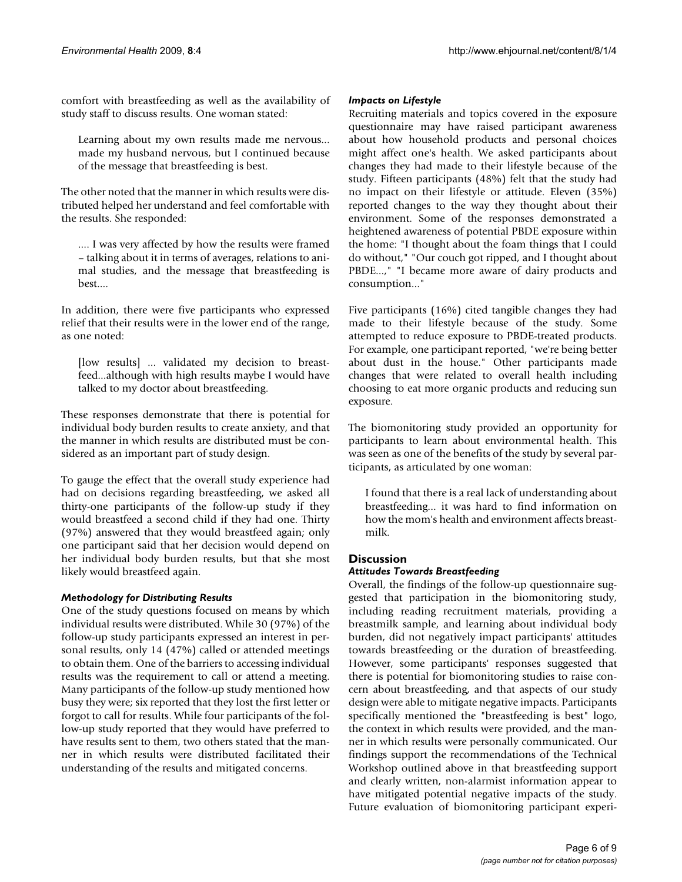comfort with breastfeeding as well as the availability of study staff to discuss results. One woman stated:

> Learning about my own results made me nervous... made my husband nervous, but I continued because of the message that breastfeeding is best.

The other noted that the manner in which results were distributed helped her understand and feel comfortable with the results. She responded:

> .... I was very affected by how the results were framed – talking about it in terms of averages, relations to animal studies, and the message that breastfeeding is best....

In addition, there were five participants who expressed relief that their results were in the lower end of the range, as one noted:

> [low results] ... validated my decision to breastfeed...although with high results maybe I would have talked to my doctor about breastfeeding.

These responses demonstrate that there is potential for individual body burden results to create anxiety, and that the manner in which results are distributed must be considered as an important part of study design.

To gauge the effect that the overall study experience had had on decisions regarding breastfeeding, we asked all thirty-one participants of the follow-up study if they would breastfeed a second child if they had one. Thirty (97%) answered that they would breastfeed again; only one participant said that her decision would depend on her individual body burden results, but that she most likely would breastfeed again.

### *Methodology for Distributing Results*

One of the study questions focused on means by which individual results were distributed. While 30 (97%) of the follow-up study participants expressed an interest in personal results, only 14 (47%) called or attended meetings to obtain them. One of the barriers to accessing individual results was the requirement to call or attend a meeting. Many participants of the follow-up study mentioned how busy they were; six reported that they lost the first letter or forgot to call for results. While four participants of the follow-up study reported that they would have preferred to have results sent to them, two others stated that the manner in which results were distributed facilitated their understanding of the results and mitigated concerns.

### *Impacts on Lifestyle*

Recruiting materials and topics covered in the exposure questionnaire may have raised participant awareness about how household products and personal choices might affect one's health. We asked participants about changes they had made to their lifestyle because of the study. Fifteen participants (48%) felt that the study had no impact on their lifestyle or attitude. Eleven (35%) reported changes to the way they thought about their environment. Some of the responses demonstrated a heightened awareness of potential PBDE exposure within the home: "I thought about the foam things that I could do without," "Our couch got ripped, and I thought about PBDE...," "I became more aware of dairy products and consumption..."

Five participants (16%) cited tangible changes they had made to their lifestyle because of the study. Some attempted to reduce exposure to PBDE-treated products. For example, one participant reported, "we're being better about dust in the house." Other participants made changes that were related to overall health including choosing to eat more organic products and reducing sun exposure.

The biomonitoring study provided an opportunity for participants to learn about environmental health. This was seen as one of the benefits of the study by several participants, as articulated by one woman:

> I found that there is a real lack of understanding about breastfeeding... it was hard to find information on how the mom's health and environment affects breastmilk.

## Discussion

### *Attitudes Towards Breastfeeding*

Overall, the findings of the follow-up questionnaire suggested that participation in the biomonitoring study, including reading recruitment materials, providing a breastmilk sample, and learning about individual body burden, did not negatively impact participants' attitudes towards breastfeeding or the duration of breastfeeding. However, some participants' responses suggested that there is potential for biomonitoring studies to raise concern about breastfeeding, and that aspects of our study design were able to mitigate negative impacts. Participants specifically mentioned the "breastfeeding is best" logo, the context in which results were provided, and the manner in which results were personally communicated. Our findings support the recommendations of the Technical Workshop outlined above in that breastfeeding support and clearly written, non-alarmist information appear to have mitigated potential negative impacts of the study. Future evaluation of biomonitoring participant experi-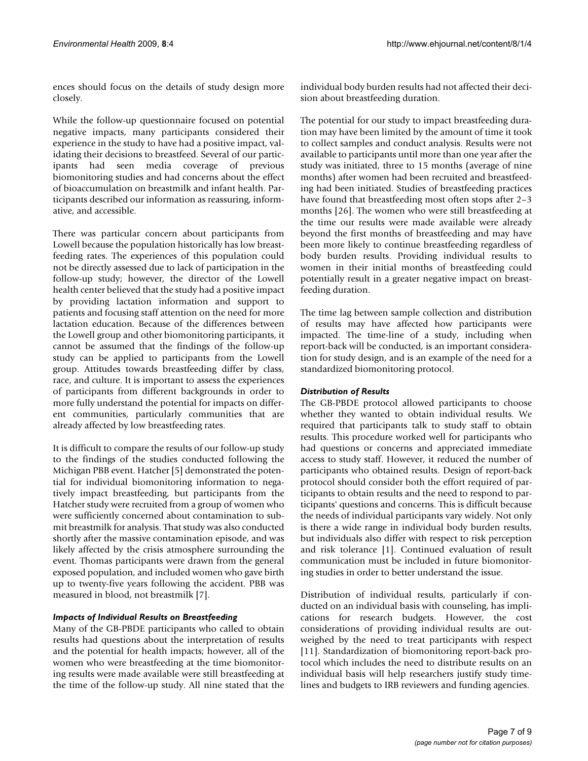ences should focus on the details of study design more closely.

While the follow-up questionnaire focused on potential negative impacts, many participants considered their experience in the study to have had a positive impact, validating their decisions to breastfeed. Several of our participants had seen media coverage of previous biomonitoring studies and had concerns about the effect of bioaccumulation on breastmilk and infant health. Participants described our information as reassuring, informative, and accessible.

There was particular concern about participants from Lowell because the population historically has low breastfeeding rates. The experiences of this population could not be directly assessed due to lack of participation in the follow-up study; however, the director of the Lowell health center believed that the study had a positive impact by providing lactation information and support to patients and focusing staff attention on the need for more lactation education. Because of the differences between the Lowell group and other biomonitoring participants, it cannot be assumed that the findings of the follow-up study can be applied to participants from the Lowell group. Attitudes towards breastfeeding differ by class, race, and culture. It is important to assess the experiences of participants from different backgrounds in order to more fully understand the potential for impacts on different communities, particularly communities that are already affected by low breastfeeding rates.

It is difficult to compare the results of our follow-up study to the findings of the studies conducted following the Michigan PBB event. Hatcher [5] demonstrated the potential for individual biomonitoring information to negatively impact breastfeeding, but participants from the Hatcher study were recruited from a group of women who were sufficiently concerned about contamination to submit breastmilk for analysis. That study was also conducted shortly after the massive contamination episode, and was likely affected by the crisis atmosphere surrounding the event. Thomas participants were drawn from the general exposed population, and included women who gave birth up to twenty-five years following the accident. PBB was measured in blood, not breastmilk [7].

### *Impacts of Individual Results on Breastfeeding*

Many of the GB-PBDE participants who called to obtain results had questions about the interpretation of results and the potential for health impacts; however, all of the women who were breastfeeding at the time biomonitoring results were made available were still breastfeeding at the time of the follow-up study. All nine stated that the individual body burden results had not affected their decision about breastfeeding duration.

The potential for our study to impact breastfeeding duration may have been limited by the amount of time it took to collect samples and conduct analysis. Results were not available to participants until more than one year after the study was initiated, three to 15 months (average of nine months) after women had been recruited and breastfeeding had been initiated. Studies of breastfeeding practices have found that breastfeeding most often stops after 2–3 months [26]. The women who were still breastfeeding at the time our results were made available were already beyond the first months of breastfeeding and may have been more likely to continue breastfeeding regardless of body burden results. Providing individual results to women in their initial months of breastfeeding could potentially result in a greater negative impact on breastfeeding duration.

The time lag between sample collection and distribution of results may have affected how participants were impacted. The time-line of a study, including when report-back will be conducted, is an important consideration for study design, and is an example of the need for a standardized biomonitoring protocol.

### *Distribution of Results*

The GB-PBDE protocol allowed participants to choose whether they wanted to obtain individual results. We required that participants talk to study staff to obtain results. This procedure worked well for participants who had questions or concerns and appreciated immediate access to study staff. However, it reduced the number of participants who obtained results. Design of report-back protocol should consider both the effort required of participants to obtain results and the need to respond to participants' questions and concerns. This is difficult because the needs of individual participants vary widely. Not only is there a wide range in individual body burden results, but individuals also differ with respect to risk perception and risk tolerance [1]. Continued evaluation of result communication must be included in future biomonitoring studies in order to better understand the issue.

Distribution of individual results, particularly if conducted on an individual basis with counseling, has implications for research budgets. However, the cost considerations of providing individual results are outweighed by the need to treat participants with respect [11]. Standardization of biomonitoring report-back protocol which includes the need to distribute results on an individual basis will help researchers justify study timelines and budgets to IRB reviewers and funding agencies.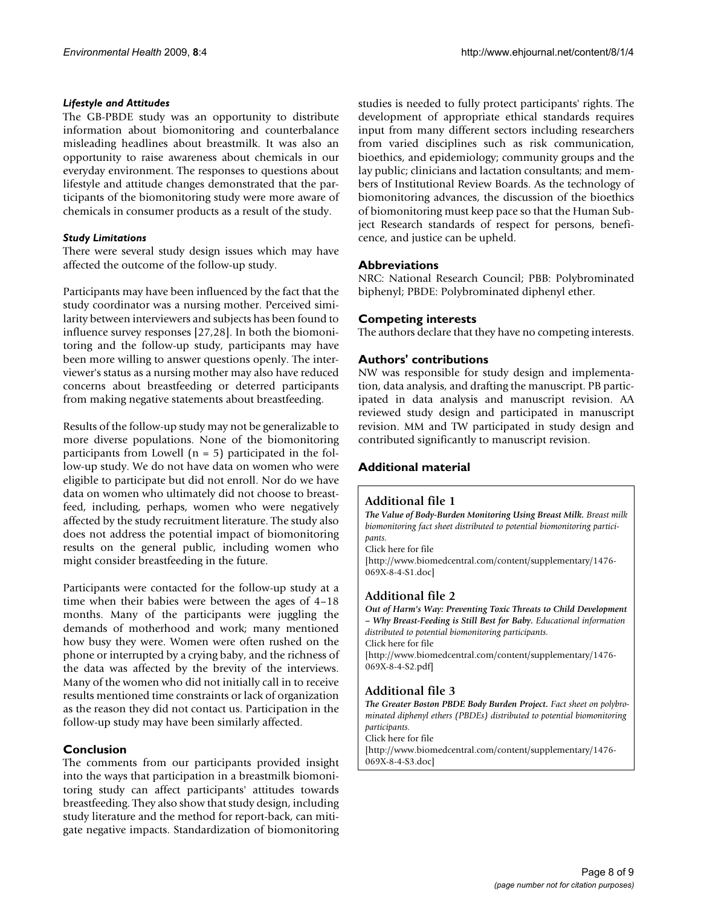### *Lifestyle and Attitudes*

The GB-PBDE study was an opportunity to distribute information about biomonitoring and counterbalance misleading headlines about breastmilk. It was also an opportunity to raise awareness about chemicals in our everyday environment. The responses to questions about lifestyle and attitude changes demonstrated that the participants of the biomonitoring study were more aware of chemicals in consumer products as a result of the study.

### *Study Limitations*

There were several study design issues which may have affected the outcome of the follow-up study.

Participants may have been influenced by the fact that the study coordinator was a nursing mother. Perceived similarity between interviewers and subjects has been found to influence survey responses [27,28]. In both the biomonitoring and the follow-up study, participants may have been more willing to answer questions openly. The interviewer's status as a nursing mother may also have reduced concerns about breastfeeding or deterred participants from making negative statements about breastfeeding.

Results of the follow-up study may not be generalizable to more diverse populations. None of the biomonitoring participants from Lowell (n = 5) participated in the follow-up study. We do not have data on women who were eligible to participate but did not enroll. Nor do we have data on women who ultimately did not choose to breastfeed, including, perhaps, women who were negatively affected by the study recruitment literature. The study also does not address the potential impact of biomonitoring results on the general public, including women who might consider breastfeeding in the future.

Participants were contacted for the follow-up study at a time when their babies were between the ages of 4–18 months. Many of the participants were juggling the demands of motherhood and work; many mentioned how busy they were. Women were often rushed on the phone or interrupted by a crying baby, and the richness of the data was affected by the brevity of the interviews. Many of the women who did not initially call in to receive results mentioned time constraints or lack of organization as the reason they did not contact us. Participation in the follow-up study may have been similarly affected.

## Conclusion

The comments from our participants provided insight into the ways that participation in a breastmilk biomonitoring study can affect participants' attitudes towards breastfeeding. They also show that study design, including study literature and the method for report-back, can mitigate negative impacts. Standardization of biomonitoring studies is needed to fully protect participants' rights. The development of appropriate ethical standards requires input from many different sectors including researchers from varied disciplines such as risk communication, bioethics, and epidemiology; community groups and the lay public; clinicians and lactation consultants; and members of Institutional Review Boards. As the technology of biomonitoring advances, the discussion of the bioethics of biomonitoring must keep pace so that the Human Subject Research standards of respect for persons, beneficence, and justice can be upheld.

## Abbreviations

NRC: National Research Council; PBB: Polybrominated biphenyl; PBDE: Polybrominated diphenyl ether.

## Competing interests

The authors declare that they have no competing interests.

## Authors' contributions

NW was responsible for study design and implementation, data analysis, and drafting the manuscript. PB participated in data analysis and manuscript revision. AA reviewed study design and participated in manuscript revision. MM and TW participated in study design and contributed significantly to manuscript revision.

## Additional material

### Additional file 1

***The Value of Body-Burden Monitoring Using Breast Milk.*** *Breast milk biomonitoring fact sheet distributed to potential biomonitoring participants.*
Click here for file
[http://www.biomedcentral.com/content/supplementary/1476-069X-8-4-S1.doc]

### Additional file 2

***Out of Harm's Way: Preventing Toxic Threats to Child Development – Why Breast-Feeding is Still Best for Baby.*** *Educational information distributed to potential biomonitoring participants.*
Click here for file
[http://www.biomedcentral.com/content/supplementary/1476-069X-8-4-S2.pdf]

### Additional file 3

***The Greater Boston PBDE Body Burden Project.*** *Fact sheet on polybrominated diphenyl ethers (PBDEs) distributed to potential biomonitoring participants.*
Click here for file
[http://www.biomedcentral.com/content/supplementary/1476-069X-8-4-S3.doc]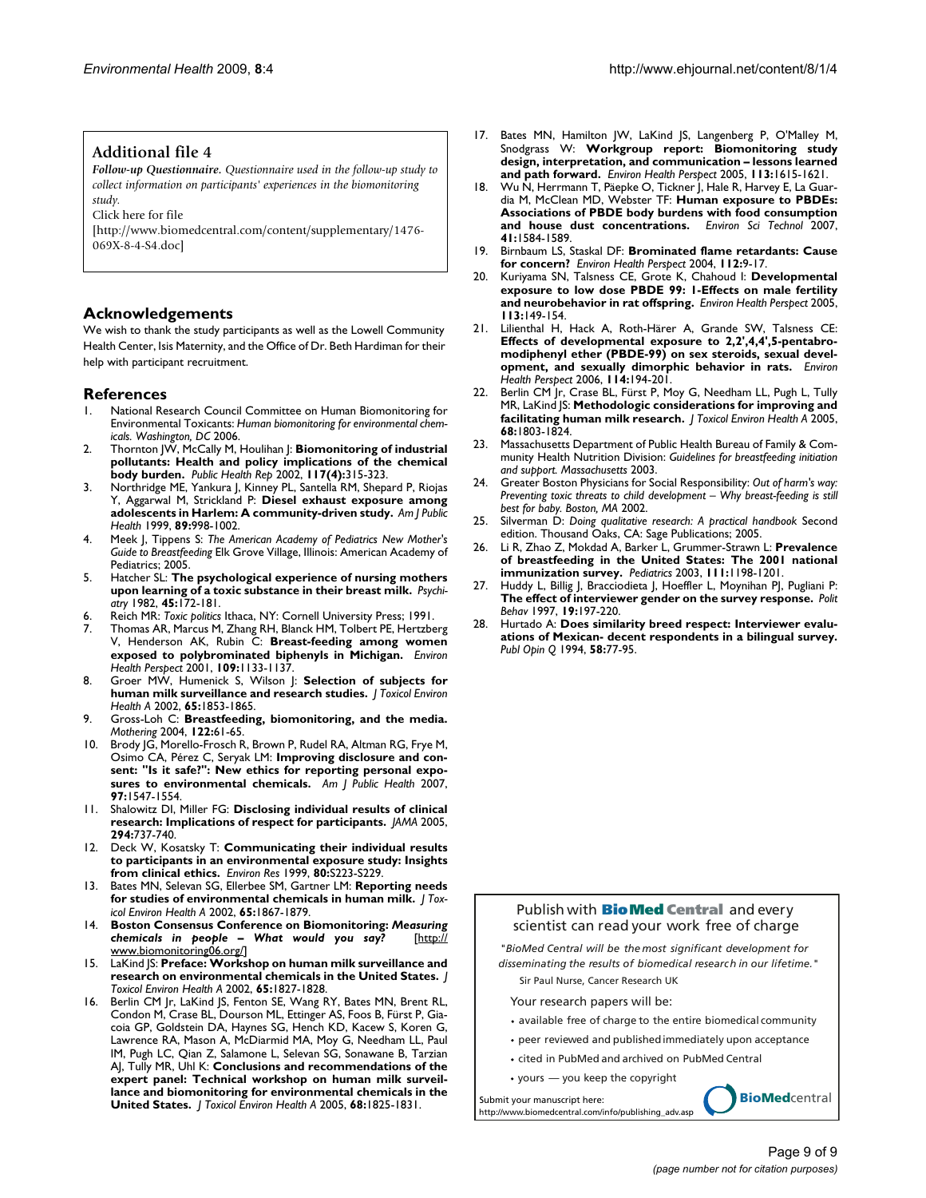### Additional file 4

*Follow-up Questionnaire. Questionnaire used in the follow-up study to collect information on participants' experiences in the biomonitoring study.*

Click here for file

[http://www.biomedcentral.com/content/supplementary/1476-069X-8-4-S4.doc]

## Acknowledgements

We wish to thank the study participants as well as the Lowell Community Health Center, Isis Maternity, and the Office of Dr. Beth Hardiman for their help with participant recruitment.

## References

1. National Research Council Committee on Human Biomonitoring for Environmental Toxicants: *Human biomonitoring for environmental chemicals. Washington, DC* 2006.
2. Thornton JW, McCally M, Houlihan J: **Biomonitoring of industrial pollutants: Health and policy implications of the chemical body burden.** *Public Health Rep* 2002, **117(4):**315-323.
3. Northridge ME, Yankura J, Kinney PL, Santella RM, Shepard P, Riojas Y, Aggarwal M, Strickland P: **Diesel exhaust exposure among adolescents in Harlem: A community-driven study.** *Am J Public Health* 1999, **89:**998-1002.
4. Meek J, Tippens S: *The American Academy of Pediatrics New Mother's Guide to Breastfeeding* Elk Grove Village, Illinois: American Academy of Pediatrics; 2005.
5. Hatcher SL: **The psychological experience of nursing mothers upon learning of a toxic substance in their breast milk.** *Psychiatry* 1982, **45:**172-181.
6. Reich MR: *Toxic politics* Ithaca, NY: Cornell University Press; 1991.
7. Thomas AR, Marcus M, Zhang RH, Blanck HM, Tolbert PE, Hertzberg V, Henderson AK, Rubin C: **Breast-feeding among women exposed to polybrominated biphenyls in Michigan.** *Environ Health Perspect* 2001, **109:**1133-1137.
8. Groer MW, Humenick S, Wilson J: **Selection of subjects for human milk surveillance and research studies.** *J Toxicol Environ Health A* 2002, **65:**1853-1865.
9. Gross-Loh C: **Breastfeeding, biomonitoring, and the media.** *Mothering* 2004, **122:**61-65.
10. Brody JG, Morello-Frosch R, Brown P, Rudel RA, Altman RG, Frye M, Osimo CA, Pérez C, Seryak LM: **Improving disclosure and consent: "Is it safe?": New ethics for reporting personal exposures to environmental chemicals.** *Am J Public Health* 2007, **97:**1547-1554.
11. Shalowitz DI, Miller FG: **Disclosing individual results of clinical research: Implications of respect for participants.** *JAMA* 2005, **294:**737-740.
12. Deck W, Kosatsky T: **Communicating their individual results to participants in an environmental exposure study: Insights from clinical ethics.** *Environ Res* 1999, **80:**S223-S229.
13. Bates MN, Selevan SG, Ellerbee SM, Gartner LM: **Reporting needs for studies of environmental chemicals in human milk.** *J Toxicol Environ Health A* 2002, **65:**1867-1879.
14. **Boston Consensus Conference on Biomonitoring:** ***Measuring chemicals in people – What would you say?*** [http://www.biomonitoring06.org/]
15. LaKind JS: **Preface: Workshop on human milk surveillance and research on environmental chemicals in the United States.** *J Toxicol Environ Health A* 2002, **65:**1827-1828.
16. Berlin CM Jr, LaKind JS, Fenton SE, Wang RY, Bates MN, Brent RL, Condon M, Crase BL, Dourson ML, Ettinger AS, Foos B, Fürst P, Giacoia GP, Goldstein DA, Haynes SG, Hench KD, Kacew S, Koren G, Lawrence RA, Mason A, McDiarmid MA, Moy G, Needham LL, Paul IM, Pugh LC, Qian Z, Salamone L, Selevan SG, Sonawane B, Tarzian AJ, Tully MR, Uhl K: **Conclusions and recommendations of the expert panel: Technical workshop on human milk surveillance and biomonitoring for environmental chemicals in the United States.** *J Toxicol Environ Health A* 2005, **68:**1825-1831.
17. Bates MN, Hamilton JW, LaKind JS, Langenberg P, O'Malley M, Snodgrass W: **Workgroup report: Biomonitoring study design, interpretation, and communication – lessons learned and path forward.** *Environ Health Perspect* 2005, **113:**1615-1621.
18. Wu N, Herrmann T, Päepke O, Tickner J, Hale R, Harvey E, La Guardia M, McClean MD, Webster TF: **Human exposure to PBDEs: Associations of PBDE body burdens with food consumption and house dust concentrations.** *Environ Sci Technol* 2007, **41:**1584-1589.
19. Birnbaum LS, Staskal DF: **Brominated flame retardants: Cause for concern?** *Environ Health Perspect* 2004, **112:**9-17.
20. Kuriyama SN, Talsness CE, Grote K, Chahoud I: **Developmental exposure to low dose PBDE 99: 1-Effects on male fertility and neurobehavior in rat offspring.** *Environ Health Perspect* 2005, **113:**149-154.
21. Lilienthal H, Hack A, Roth-Härer A, Grande SW, Talsness CE: **Effects of developmental exposure to 2,2',4,4',5-pentabromodiphenyl ether (PBDE-99) on sex steroids, sexual development, and sexually dimorphic behavior in rats.** *Environ Health Perspect* 2006, **114:**194-201.
22. Berlin CM Jr, Crase BL, Fürst P, Moy G, Needham LL, Pugh L, Tully MR, LaKind JS: **Methodologic considerations for improving and facilitating human milk research.** *J Toxicol Environ Health A* 2005, **68:**1803-1824.
23. Massachusetts Department of Public Health Bureau of Family & Community Health Nutrition Division: *Guidelines for breastfeeding initiation and support. Massachusetts* 2003.
24. Greater Boston Physicians for Social Responsibility: *Out of harm's way: Preventing toxic threats to child development – Why breast-feeding is still best for baby. Boston, MA* 2002.
25. Silverman D: *Doing qualitative research: A practical handbook* Second edition. Thousand Oaks, CA: Sage Publications; 2005.
26. Li R, Zhao Z, Mokdad A, Barker L, Grummer-Strawn L: **Prevalence of breastfeeding in the United States: The 2001 national immunization survey.** *Pediatrics* 2003, **111:**1198-1201.
27. Huddy L, Billig J, Bracciodieta J, Hoeffler L, Moynihan PJ, Pugliani P: **The effect of interviewer gender on the survey response.** *Polit Behav* 1997, **19:**197-220.
28. Hurtado A: **Does similarity breed respect: Interviewer evaluations of Mexican- decent respondents in a bilingual survey.** *Publ Opin Q* 1994, **58:**77-95.